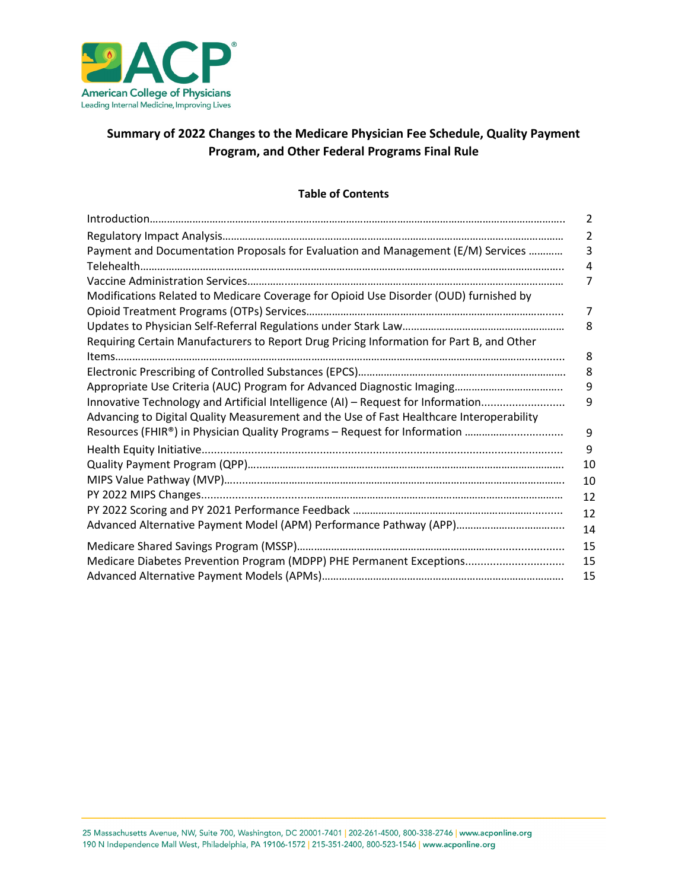American College of Physicians
Leading Internal Medicine, Improving Lives

# Summary of 2022 Changes to the Medicare Physician Fee Schedule, Quality Payment Program, and Other Federal Programs Final Rule

## Table of Contents

| | |
|---|---|
| Introduction | 2 |
| Regulatory Impact Analysis | 2 |
| Payment and Documentation Proposals for Evaluation and Management (E/M) Services | 3 |
| Telehealth | 4 |
| Vaccine Administration Services | 7 |
| Modifications Related to Medicare Coverage for Opioid Use Disorder (OUD) furnished by Opioid Treatment Programs (OTPs) Services | 7 |
| Updates to Physician Self-Referral Regulations under Stark Law | 8 |
| Requiring Certain Manufacturers to Report Drug Pricing Information for Part B, and Other Items | 8 |
| Electronic Prescribing of Controlled Substances (EPCS) | 8 |
| Appropriate Use Criteria (AUC) Program for Advanced Diagnostic Imaging | 9 |
| Innovative Technology and Artificial Intelligence (AI) – Request for Information | 9 |
| Advancing to Digital Quality Measurement and the Use of Fast Healthcare Interoperability Resources (FHIR®) in Physician Quality Programs – Request for Information | 9 |
| Health Equity Initiative | 9 |
| Quality Payment Program (QPP) | 10 |
| MIPS Value Pathway (MVP) | 10 |
| PY 2022 MIPS Changes | 12 |
| PY 2022 Scoring and PY 2021 Performance Feedback | 12 |
| Advanced Alternative Payment Model (APM) Performance Pathway (APP) | 14 |
| Medicare Shared Savings Program (MSSP) | 15 |
| Medicare Diabetes Prevention Program (MDPP) PHE Permanent Exceptions | 15 |
| Advanced Alternative Payment Models (APMs) | 15 |

25 Massachusetts Avenue, NW, Suite 700, Washington, DC 20001-7401 | 202-261-4500, 800-338-2746 | www.acponline.org
190 N Independence Mall West, Philadelphia, PA 19106-1572 | 215-351-2400, 800-523-1546 | www.acponline.org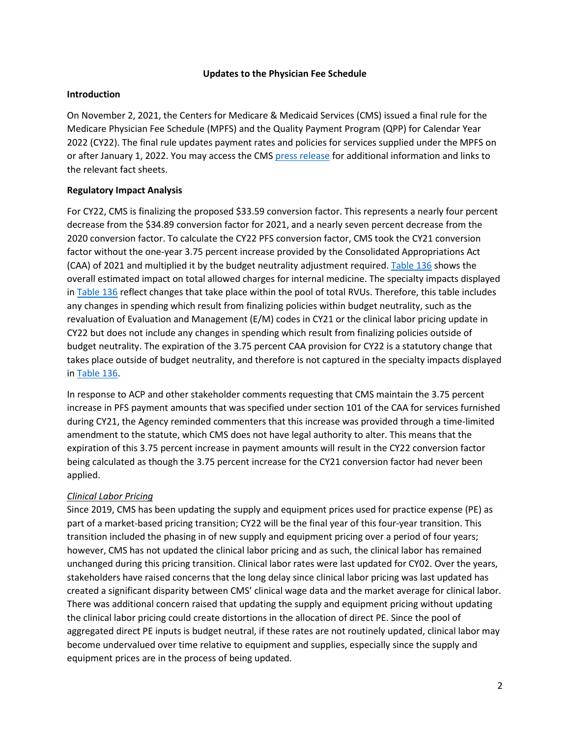## Updates to the Physician Fee Schedule

### Introduction

On November 2, 2021, the Centers for Medicare & Medicaid Services (CMS) issued a final rule for the Medicare Physician Fee Schedule (MPFS) and the Quality Payment Program (QPP) for Calendar Year 2022 (CY22). The final rule updates payment rates and policies for services supplied under the MPFS on or after January 1, 2022. You may access the CMS press release for additional information and links to the relevant fact sheets.

### Regulatory Impact Analysis

For CY22, CMS is finalizing the proposed $33.59 conversion factor. This represents a nearly four percent decrease from the $34.89 conversion factor for 2021, and a nearly seven percent decrease from the 2020 conversion factor. To calculate the CY22 PFS conversion factor, CMS took the CY21 conversion factor without the one-year 3.75 percent increase provided by the Consolidated Appropriations Act (CAA) of 2021 and multiplied it by the budget neutrality adjustment required. Table 136 shows the overall estimated impact on total allowed charges for internal medicine. The specialty impacts displayed in Table 136 reflect changes that take place within the pool of total RVUs. Therefore, this table includes any changes in spending which result from finalizing policies within budget neutrality, such as the revaluation of Evaluation and Management (E/M) codes in CY21 or the clinical labor pricing update in CY22 but does not include any changes in spending which result from finalizing policies outside of budget neutrality. The expiration of the 3.75 percent CAA provision for CY22 is a statutory change that takes place outside of budget neutrality, and therefore is not captured in the specialty impacts displayed in Table 136.

In response to ACP and other stakeholder comments requesting that CMS maintain the 3.75 percent increase in PFS payment amounts that was specified under section 101 of the CAA for services furnished during CY21, the Agency reminded commenters that this increase was provided through a time-limited amendment to the statute, which CMS does not have legal authority to alter. This means that the expiration of this 3.75 percent increase in payment amounts will result in the CY22 conversion factor being calculated as though the 3.75 percent increase for the CY21 conversion factor had never been applied.

#### *Clinical Labor Pricing*

Since 2019, CMS has been updating the supply and equipment prices used for practice expense (PE) as part of a market-based pricing transition; CY22 will be the final year of this four-year transition. This transition included the phasing in of new supply and equipment pricing over a period of four years; however, CMS has not updated the clinical labor pricing and as such, the clinical labor has remained unchanged during this pricing transition. Clinical labor rates were last updated for CY02. Over the years, stakeholders have raised concerns that the long delay since clinical labor pricing was last updated has created a significant disparity between CMS' clinical wage data and the market average for clinical labor. There was additional concern raised that updating the supply and equipment pricing without updating the clinical labor pricing could create distortions in the allocation of direct PE. Since the pool of aggregated direct PE inputs is budget neutral, if these rates are not routinely updated, clinical labor may become undervalued over time relative to equipment and supplies, especially since the supply and equipment prices are in the process of being updated.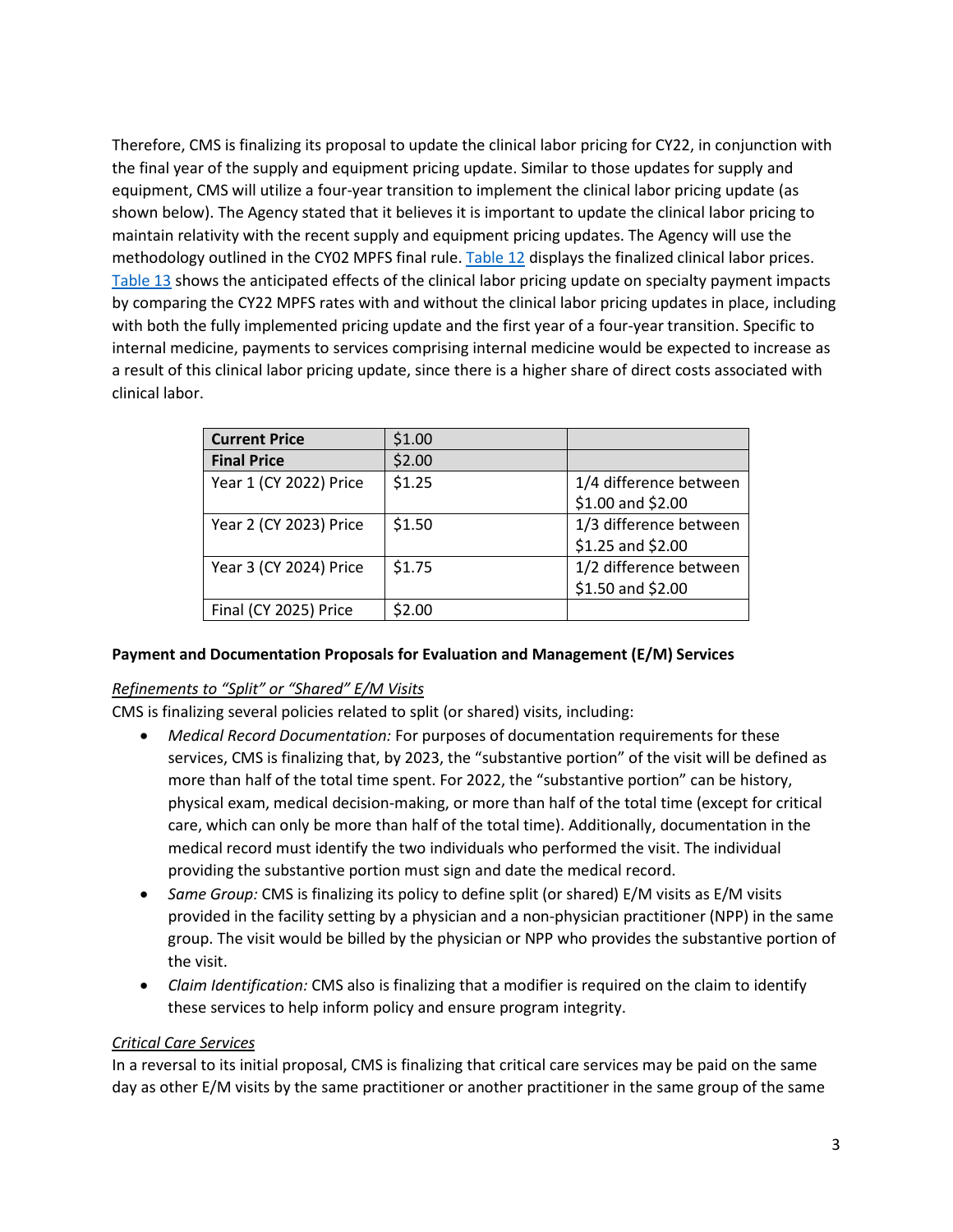Therefore, CMS is finalizing its proposal to update the clinical labor pricing for CY22, in conjunction with the final year of the supply and equipment pricing update. Similar to those updates for supply and equipment, CMS will utilize a four-year transition to implement the clinical labor pricing update (as shown below). The Agency stated that it believes it is important to update the clinical labor pricing to maintain relativity with the recent supply and equipment pricing updates. The Agency will use the methodology outlined in the CY02 MPFS final rule. Table 12 displays the finalized clinical labor prices. Table 13 shows the anticipated effects of the clinical labor pricing update on specialty payment impacts by comparing the CY22 MPFS rates with and without the clinical labor pricing updates in place, including with both the fully implemented pricing update and the first year of a four-year transition. Specific to internal medicine, payments to services comprising internal medicine would be expected to increase as a result of this clinical labor pricing update, since there is a higher share of direct costs associated with clinical labor.

| **Current Price** | $1.00 | |
|---|---|---|
| **Final Price** | $2.00 | |
| Year 1 (CY 2022) Price | $1.25 | 1/4 difference between $1.00 and $2.00 |
| Year 2 (CY 2023) Price | $1.50 | 1/3 difference between $1.25 and $2.00 |
| Year 3 (CY 2024) Price | $1.75 | 1/2 difference between $1.50 and $2.00 |
| Final (CY 2025) Price | $2.00 | |

**Payment and Documentation Proposals for Evaluation and Management (E/M) Services**

*Refinements to "Split" or "Shared" E/M Visits*

CMS is finalizing several policies related to split (or shared) visits, including:

- *Medical Record Documentation:* For purposes of documentation requirements for these services, CMS is finalizing that, by 2023, the "substantive portion" of the visit will be defined as more than half of the total time spent. For 2022, the "substantive portion" can be history, physical exam, medical decision-making, or more than half of the total time (except for critical care, which can only be more than half of the total time). Additionally, documentation in the medical record must identify the two individuals who performed the visit. The individual providing the substantive portion must sign and date the medical record.
- *Same Group:* CMS is finalizing its policy to define split (or shared) E/M visits as E/M visits provided in the facility setting by a physician and a non-physician practitioner (NPP) in the same group. The visit would be billed by the physician or NPP who provides the substantive portion of the visit.
- *Claim Identification:* CMS also is finalizing that a modifier is required on the claim to identify these services to help inform policy and ensure program integrity.

*Critical Care Services*

In a reversal to its initial proposal, CMS is finalizing that critical care services may be paid on the same day as other E/M visits by the same practitioner or another practitioner in the same group of the same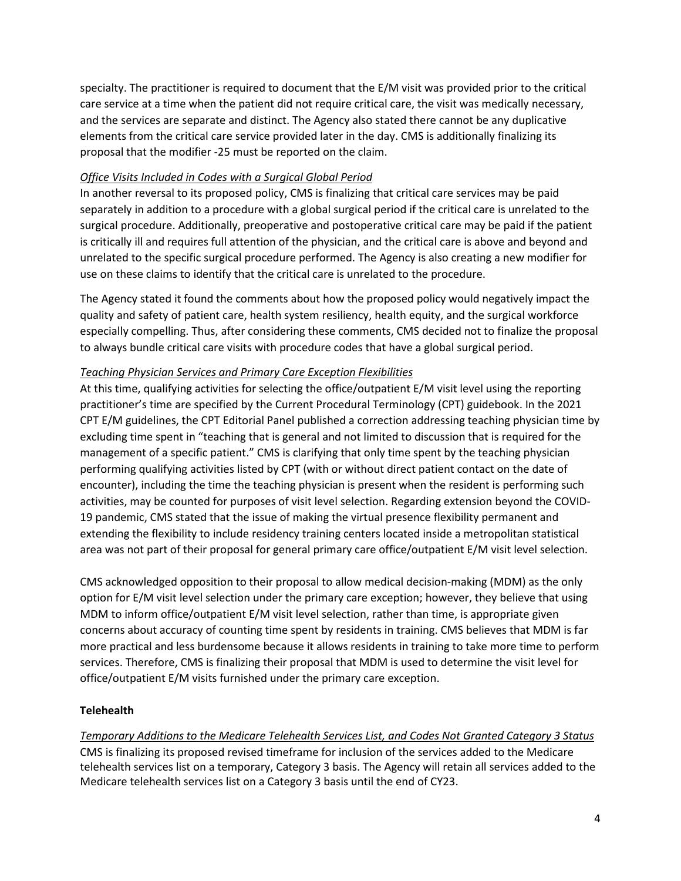specialty. The practitioner is required to document that the E/M visit was provided prior to the critical care service at a time when the patient did not require critical care, the visit was medically necessary, and the services are separate and distinct. The Agency also stated there cannot be any duplicative elements from the critical care service provided later in the day. CMS is additionally finalizing its proposal that the modifier -25 must be reported on the claim.

*Office Visits Included in Codes with a Surgical Global Period*

In another reversal to its proposed policy, CMS is finalizing that critical care services may be paid separately in addition to a procedure with a global surgical period if the critical care is unrelated to the surgical procedure. Additionally, preoperative and postoperative critical care may be paid if the patient is critically ill and requires full attention of the physician, and the critical care is above and beyond and unrelated to the specific surgical procedure performed. The Agency is also creating a new modifier for use on these claims to identify that the critical care is unrelated to the procedure.

The Agency stated it found the comments about how the proposed policy would negatively impact the quality and safety of patient care, health system resiliency, health equity, and the surgical workforce especially compelling. Thus, after considering these comments, CMS decided not to finalize the proposal to always bundle critical care visits with procedure codes that have a global surgical period.

*Teaching Physician Services and Primary Care Exception Flexibilities*

At this time, qualifying activities for selecting the office/outpatient E/M visit level using the reporting practitioner's time are specified by the Current Procedural Terminology (CPT) guidebook. In the 2021 CPT E/M guidelines, the CPT Editorial Panel published a correction addressing teaching physician time by excluding time spent in "teaching that is general and not limited to discussion that is required for the management of a specific patient." CMS is clarifying that only time spent by the teaching physician performing qualifying activities listed by CPT (with or without direct patient contact on the date of encounter), including the time the teaching physician is present when the resident is performing such activities, may be counted for purposes of visit level selection. Regarding extension beyond the COVID-19 pandemic, CMS stated that the issue of making the virtual presence flexibility permanent and extending the flexibility to include residency training centers located inside a metropolitan statistical area was not part of their proposal for general primary care office/outpatient E/M visit level selection.

CMS acknowledged opposition to their proposal to allow medical decision-making (MDM) as the only option for E/M visit level selection under the primary care exception; however, they believe that using MDM to inform office/outpatient E/M visit level selection, rather than time, is appropriate given concerns about accuracy of counting time spent by residents in training. CMS believes that MDM is far more practical and less burdensome because it allows residents in training to take more time to perform services. Therefore, CMS is finalizing their proposal that MDM is used to determine the visit level for office/outpatient E/M visits furnished under the primary care exception.

**Telehealth**

*Temporary Additions to the Medicare Telehealth Services List, and Codes Not Granted Category 3 Status*

CMS is finalizing its proposed revised timeframe for inclusion of the services added to the Medicare telehealth services list on a temporary, Category 3 basis. The Agency will retain all services added to the Medicare telehealth services list on a Category 3 basis until the end of CY23.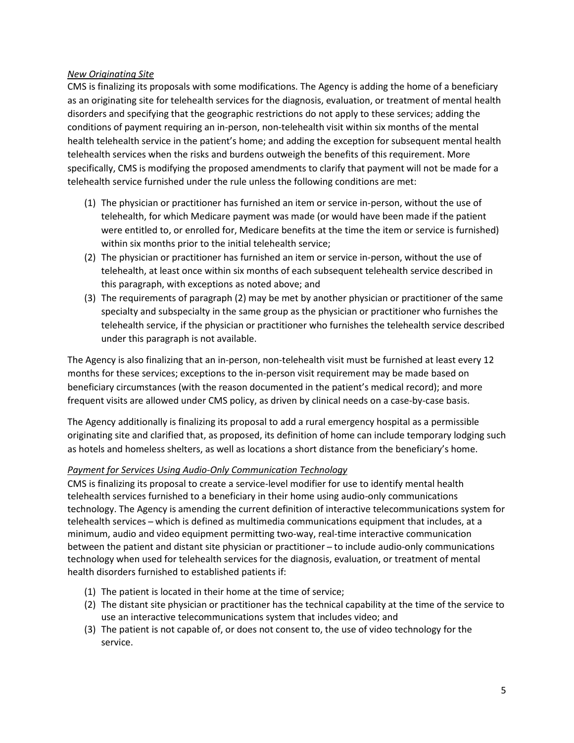*New Originating Site*

CMS is finalizing its proposals with some modifications. The Agency is adding the home of a beneficiary as an originating site for telehealth services for the diagnosis, evaluation, or treatment of mental health disorders and specifying that the geographic restrictions do not apply to these services; adding the conditions of payment requiring an in-person, non-telehealth visit within six months of the mental health telehealth service in the patient's home; and adding the exception for subsequent mental health telehealth services when the risks and burdens outweigh the benefits of this requirement. More specifically, CMS is modifying the proposed amendments to clarify that payment will not be made for a telehealth service furnished under the rule unless the following conditions are met:

(1) The physician or practitioner has furnished an item or service in-person, without the use of telehealth, for which Medicare payment was made (or would have been made if the patient were entitled to, or enrolled for, Medicare benefits at the time the item or service is furnished) within six months prior to the initial telehealth service;
(2) The physician or practitioner has furnished an item or service in-person, without the use of telehealth, at least once within six months of each subsequent telehealth service described in this paragraph, with exceptions as noted above; and
(3) The requirements of paragraph (2) may be met by another physician or practitioner of the same specialty and subspecialty in the same group as the physician or practitioner who furnishes the telehealth service, if the physician or practitioner who furnishes the telehealth service described under this paragraph is not available.

The Agency is also finalizing that an in-person, non-telehealth visit must be furnished at least every 12 months for these services; exceptions to the in-person visit requirement may be made based on beneficiary circumstances (with the reason documented in the patient's medical record); and more frequent visits are allowed under CMS policy, as driven by clinical needs on a case-by-case basis.

The Agency additionally is finalizing its proposal to add a rural emergency hospital as a permissible originating site and clarified that, as proposed, its definition of home can include temporary lodging such as hotels and homeless shelters, as well as locations a short distance from the beneficiary's home.

*Payment for Services Using Audio-Only Communication Technology*

CMS is finalizing its proposal to create a service-level modifier for use to identify mental health telehealth services furnished to a beneficiary in their home using audio-only communications technology. The Agency is amending the current definition of interactive telecommunications system for telehealth services – which is defined as multimedia communications equipment that includes, at a minimum, audio and video equipment permitting two-way, real-time interactive communication between the patient and distant site physician or practitioner – to include audio-only communications technology when used for telehealth services for the diagnosis, evaluation, or treatment of mental health disorders furnished to established patients if:

(1) The patient is located in their home at the time of service;
(2) The distant site physician or practitioner has the technical capability at the time of the service to use an interactive telecommunications system that includes video; and
(3) The patient is not capable of, or does not consent to, the use of video technology for the service.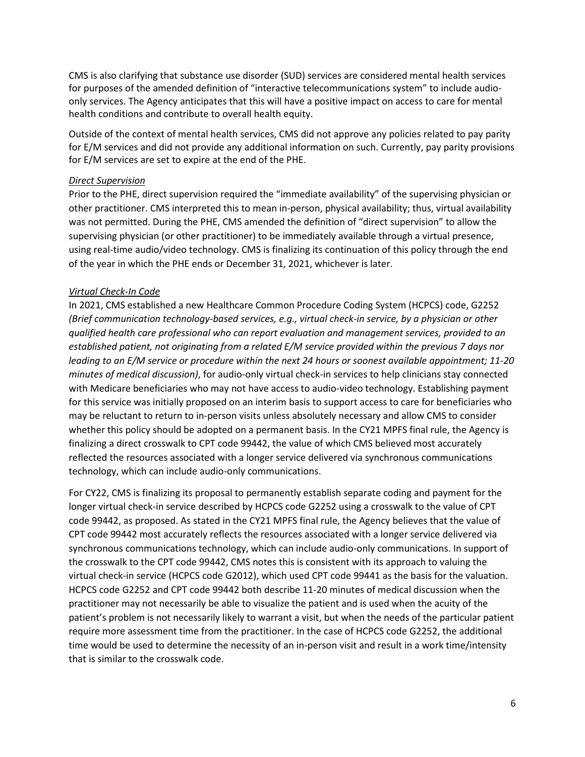CMS is also clarifying that substance use disorder (SUD) services are considered mental health services for purposes of the amended definition of "interactive telecommunications system" to include audio-only services. The Agency anticipates that this will have a positive impact on access to care for mental health conditions and contribute to overall health equity.

Outside of the context of mental health services, CMS did not approve any policies related to pay parity for E/M services and did not provide any additional information on such. Currently, pay parity provisions for E/M services are set to expire at the end of the PHE.

*Direct Supervision*

Prior to the PHE, direct supervision required the "immediate availability" of the supervising physician or other practitioner. CMS interpreted this to mean in-person, physical availability; thus, virtual availability was not permitted. During the PHE, CMS amended the definition of "direct supervision" to allow the supervising physician (or other practitioner) to be immediately available through a virtual presence, using real-time audio/video technology. CMS is finalizing its continuation of this policy through the end of the year in which the PHE ends or December 31, 2021, whichever is later.

*Virtual Check-In Code*

In 2021, CMS established a new Healthcare Common Procedure Coding System (HCPCS) code, G2252 *(Brief communication technology-based services, e.g., virtual check-in service, by a physician or other qualified health care professional who can report evaluation and management services, provided to an established patient, not originating from a related E/M service provided within the previous 7 days nor leading to an E/M service or procedure within the next 24 hours or soonest available appointment; 11-20 minutes of medical discussion)*, for audio-only virtual check-in services to help clinicians stay connected with Medicare beneficiaries who may not have access to audio-video technology. Establishing payment for this service was initially proposed on an interim basis to support access to care for beneficiaries who may be reluctant to return to in-person visits unless absolutely necessary and allow CMS to consider whether this policy should be adopted on a permanent basis. In the CY21 MPFS final rule, the Agency is finalizing a direct crosswalk to CPT code 99442, the value of which CMS believed most accurately reflected the resources associated with a longer service delivered via synchronous communications technology, which can include audio-only communications.

For CY22, CMS is finalizing its proposal to permanently establish separate coding and payment for the longer virtual check-in service described by HCPCS code G2252 using a crosswalk to the value of CPT code 99442, as proposed. As stated in the CY21 MPFS final rule, the Agency believes that the value of CPT code 99442 most accurately reflects the resources associated with a longer service delivered via synchronous communications technology, which can include audio-only communications. In support of the crosswalk to the CPT code 99442, CMS notes this is consistent with its approach to valuing the virtual check-in service (HCPCS code G2012), which used CPT code 99441 as the basis for the valuation. HCPCS code G2252 and CPT code 99442 both describe 11-20 minutes of medical discussion when the practitioner may not necessarily be able to visualize the patient and is used when the acuity of the patient's problem is not necessarily likely to warrant a visit, but when the needs of the particular patient require more assessment time from the practitioner. In the case of HCPCS code G2252, the additional time would be used to determine the necessity of an in-person visit and result in a work time/intensity that is similar to the crosswalk code.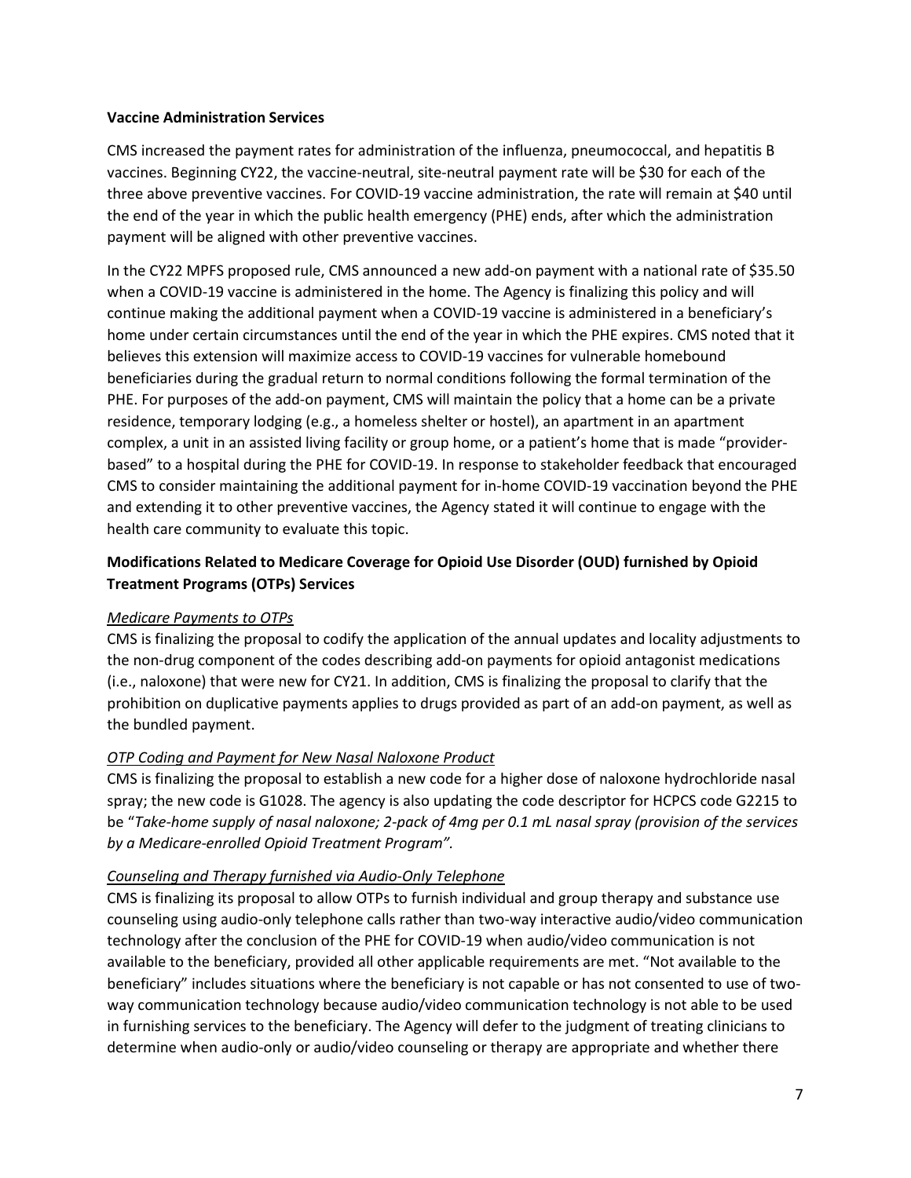**Vaccine Administration Services**

CMS increased the payment rates for administration of the influenza, pneumococcal, and hepatitis B vaccines. Beginning CY22, the vaccine-neutral, site-neutral payment rate will be $30 for each of the three above preventive vaccines. For COVID-19 vaccine administration, the rate will remain at $40 until the end of the year in which the public health emergency (PHE) ends, after which the administration payment will be aligned with other preventive vaccines.

In the CY22 MPFS proposed rule, CMS announced a new add-on payment with a national rate of $35.50 when a COVID-19 vaccine is administered in the home. The Agency is finalizing this policy and will continue making the additional payment when a COVID-19 vaccine is administered in a beneficiary's home under certain circumstances until the end of the year in which the PHE expires. CMS noted that it believes this extension will maximize access to COVID-19 vaccines for vulnerable homebound beneficiaries during the gradual return to normal conditions following the formal termination of the PHE. For purposes of the add-on payment, CMS will maintain the policy that a home can be a private residence, temporary lodging (e.g., a homeless shelter or hostel), an apartment in an apartment complex, a unit in an assisted living facility or group home, or a patient's home that is made "provider-based" to a hospital during the PHE for COVID-19. In response to stakeholder feedback that encouraged CMS to consider maintaining the additional payment for in-home COVID-19 vaccination beyond the PHE and extending it to other preventive vaccines, the Agency stated it will continue to engage with the health care community to evaluate this topic.

**Modifications Related to Medicare Coverage for Opioid Use Disorder (OUD) furnished by Opioid Treatment Programs (OTPs) Services**

*Medicare Payments to OTPs*

CMS is finalizing the proposal to codify the application of the annual updates and locality adjustments to the non-drug component of the codes describing add-on payments for opioid antagonist medications (i.e., naloxone) that were new for CY21. In addition, CMS is finalizing the proposal to clarify that the prohibition on duplicative payments applies to drugs provided as part of an add-on payment, as well as the bundled payment.

*OTP Coding and Payment for New Nasal Naloxone Product*

CMS is finalizing the proposal to establish a new code for a higher dose of naloxone hydrochloride nasal spray; the new code is G1028. The agency is also updating the code descriptor for HCPCS code G2215 to be "*Take-home supply of nasal naloxone; 2-pack of 4mg per 0.1 mL nasal spray (provision of the services by a Medicare-enrolled Opioid Treatment Program".*

*Counseling and Therapy furnished via Audio-Only Telephone*

CMS is finalizing its proposal to allow OTPs to furnish individual and group therapy and substance use counseling using audio-only telephone calls rather than two-way interactive audio/video communication technology after the conclusion of the PHE for COVID-19 when audio/video communication is not available to the beneficiary, provided all other applicable requirements are met. "Not available to the beneficiary" includes situations where the beneficiary is not capable or has not consented to use of two-way communication technology because audio/video communication technology is not able to be used in furnishing services to the beneficiary. The Agency will defer to the judgment of treating clinicians to determine when audio-only or audio/video counseling or therapy are appropriate and whether there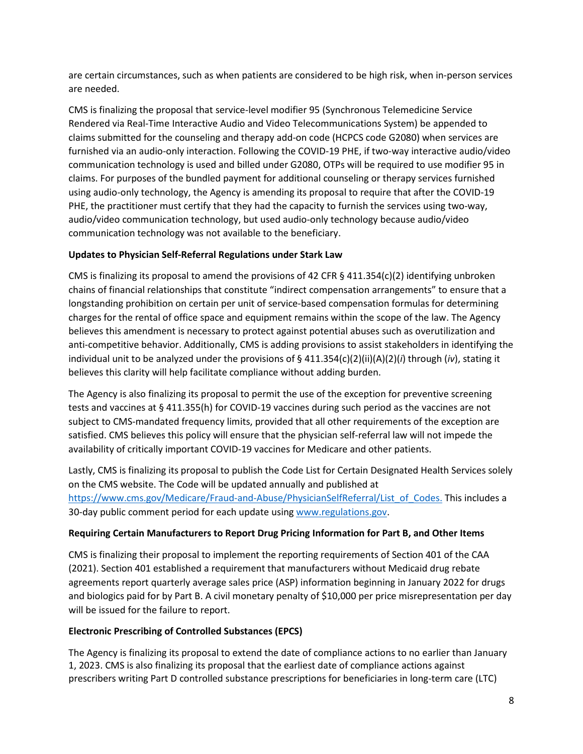are certain circumstances, such as when patients are considered to be high risk, when in-person services are needed.

CMS is finalizing the proposal that service-level modifier 95 (Synchronous Telemedicine Service Rendered via Real-Time Interactive Audio and Video Telecommunications System) be appended to claims submitted for the counseling and therapy add-on code (HCPCS code G2080) when services are furnished via an audio-only interaction. Following the COVID-19 PHE, if two-way interactive audio/video communication technology is used and billed under G2080, OTPs will be required to use modifier 95 in claims. For purposes of the bundled payment for additional counseling or therapy services furnished using audio-only technology, the Agency is amending its proposal to require that after the COVID-19 PHE, the practitioner must certify that they had the capacity to furnish the services using two-way, audio/video communication technology, but used audio-only technology because audio/video communication technology was not available to the beneficiary.

**Updates to Physician Self-Referral Regulations under Stark Law**

CMS is finalizing its proposal to amend the provisions of 42 CFR § 411.354(c)(2) identifying unbroken chains of financial relationships that constitute "indirect compensation arrangements" to ensure that a longstanding prohibition on certain per unit of service-based compensation formulas for determining charges for the rental of office space and equipment remains within the scope of the law. The Agency believes this amendment is necessary to protect against potential abuses such as overutilization and anti-competitive behavior. Additionally, CMS is adding provisions to assist stakeholders in identifying the individual unit to be analyzed under the provisions of § 411.354(c)(2)(ii)(A)(2)(*i*) through (*iv*), stating it believes this clarity will help facilitate compliance without adding burden.

The Agency is also finalizing its proposal to permit the use of the exception for preventive screening tests and vaccines at § 411.355(h) for COVID-19 vaccines during such period as the vaccines are not subject to CMS-mandated frequency limits, provided that all other requirements of the exception are satisfied. CMS believes this policy will ensure that the physician self-referral law will not impede the availability of critically important COVID-19 vaccines for Medicare and other patients.

Lastly, CMS is finalizing its proposal to publish the Code List for Certain Designated Health Services solely on the CMS website. The Code will be updated annually and published at [https://www.cms.gov/Medicare/Fraud-and-Abuse/PhysicianSelfReferral/List_of_Codes.](https://www.cms.gov/Medicare/Fraud-and-Abuse/PhysicianSelfReferral/List_of_Codes) This includes a 30-day public comment period for each update using [www.regulations.gov](http://www.regulations.gov).

**Requiring Certain Manufacturers to Report Drug Pricing Information for Part B, and Other Items**

CMS is finalizing their proposal to implement the reporting requirements of Section 401 of the CAA (2021). Section 401 established a requirement that manufacturers without Medicaid drug rebate agreements report quarterly average sales price (ASP) information beginning in January 2022 for drugs and biologics paid for by Part B. A civil monetary penalty of $10,000 per price misrepresentation per day will be issued for the failure to report.

**Electronic Prescribing of Controlled Substances (EPCS)**

The Agency is finalizing its proposal to extend the date of compliance actions to no earlier than January 1, 2023. CMS is also finalizing its proposal that the earliest date of compliance actions against prescribers writing Part D controlled substance prescriptions for beneficiaries in long-term care (LTC)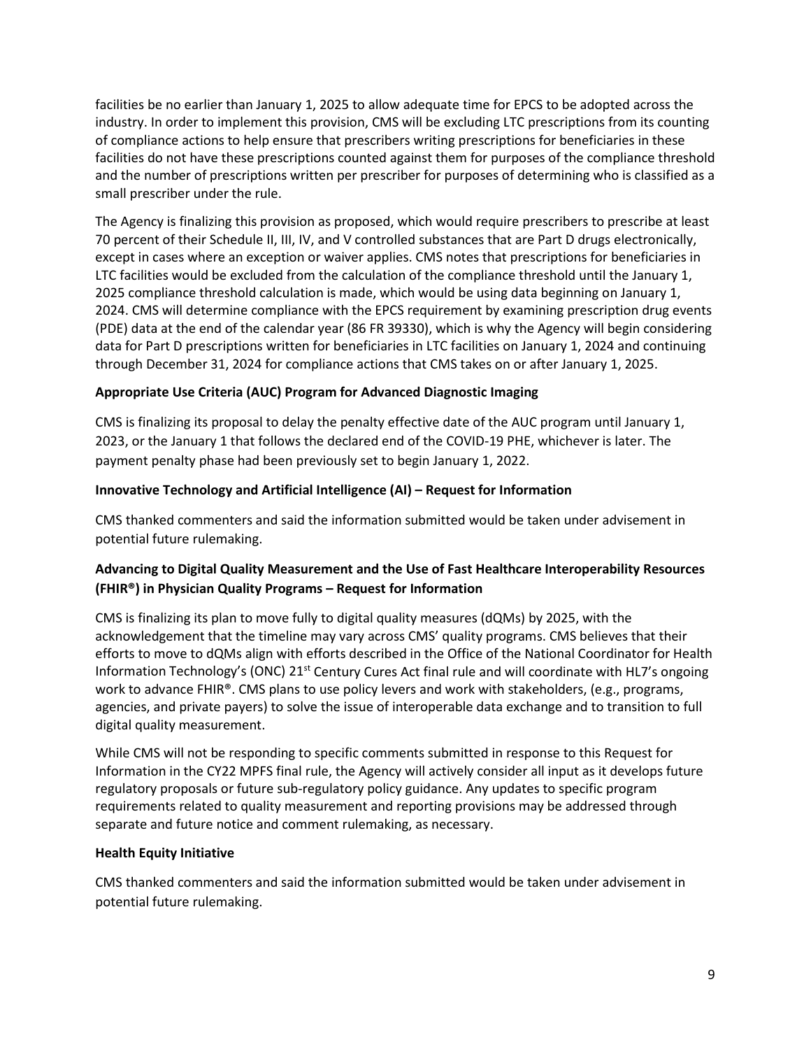facilities be no earlier than January 1, 2025 to allow adequate time for EPCS to be adopted across the industry. In order to implement this provision, CMS will be excluding LTC prescriptions from its counting of compliance actions to help ensure that prescribers writing prescriptions for beneficiaries in these facilities do not have these prescriptions counted against them for purposes of the compliance threshold and the number of prescriptions written per prescriber for purposes of determining who is classified as a small prescriber under the rule.

The Agency is finalizing this provision as proposed, which would require prescribers to prescribe at least 70 percent of their Schedule II, III, IV, and V controlled substances that are Part D drugs electronically, except in cases where an exception or waiver applies. CMS notes that prescriptions for beneficiaries in LTC facilities would be excluded from the calculation of the compliance threshold until the January 1, 2025 compliance threshold calculation is made, which would be using data beginning on January 1, 2024. CMS will determine compliance with the EPCS requirement by examining prescription drug events (PDE) data at the end of the calendar year (86 FR 39330), which is why the Agency will begin considering data for Part D prescriptions written for beneficiaries in LTC facilities on January 1, 2024 and continuing through December 31, 2024 for compliance actions that CMS takes on or after January 1, 2025.

**Appropriate Use Criteria (AUC) Program for Advanced Diagnostic Imaging**

CMS is finalizing its proposal to delay the penalty effective date of the AUC program until January 1, 2023, or the January 1 that follows the declared end of the COVID-19 PHE, whichever is later. The payment penalty phase had been previously set to begin January 1, 2022.

**Innovative Technology and Artificial Intelligence (AI) – Request for Information**

CMS thanked commenters and said the information submitted would be taken under advisement in potential future rulemaking.

**Advancing to Digital Quality Measurement and the Use of Fast Healthcare Interoperability Resources (FHIR®) in Physician Quality Programs – Request for Information**

CMS is finalizing its plan to move fully to digital quality measures (dQMs) by 2025, with the acknowledgement that the timeline may vary across CMS' quality programs. CMS believes that their efforts to move to dQMs align with efforts described in the Office of the National Coordinator for Health Information Technology's (ONC) 21st Century Cures Act final rule and will coordinate with HL7's ongoing work to advance FHIR®. CMS plans to use policy levers and work with stakeholders, (e.g., programs, agencies, and private payers) to solve the issue of interoperable data exchange and to transition to full digital quality measurement.

While CMS will not be responding to specific comments submitted in response to this Request for Information in the CY22 MPFS final rule, the Agency will actively consider all input as it develops future regulatory proposals or future sub-regulatory policy guidance. Any updates to specific program requirements related to quality measurement and reporting provisions may be addressed through separate and future notice and comment rulemaking, as necessary.

**Health Equity Initiative**

CMS thanked commenters and said the information submitted would be taken under advisement in potential future rulemaking.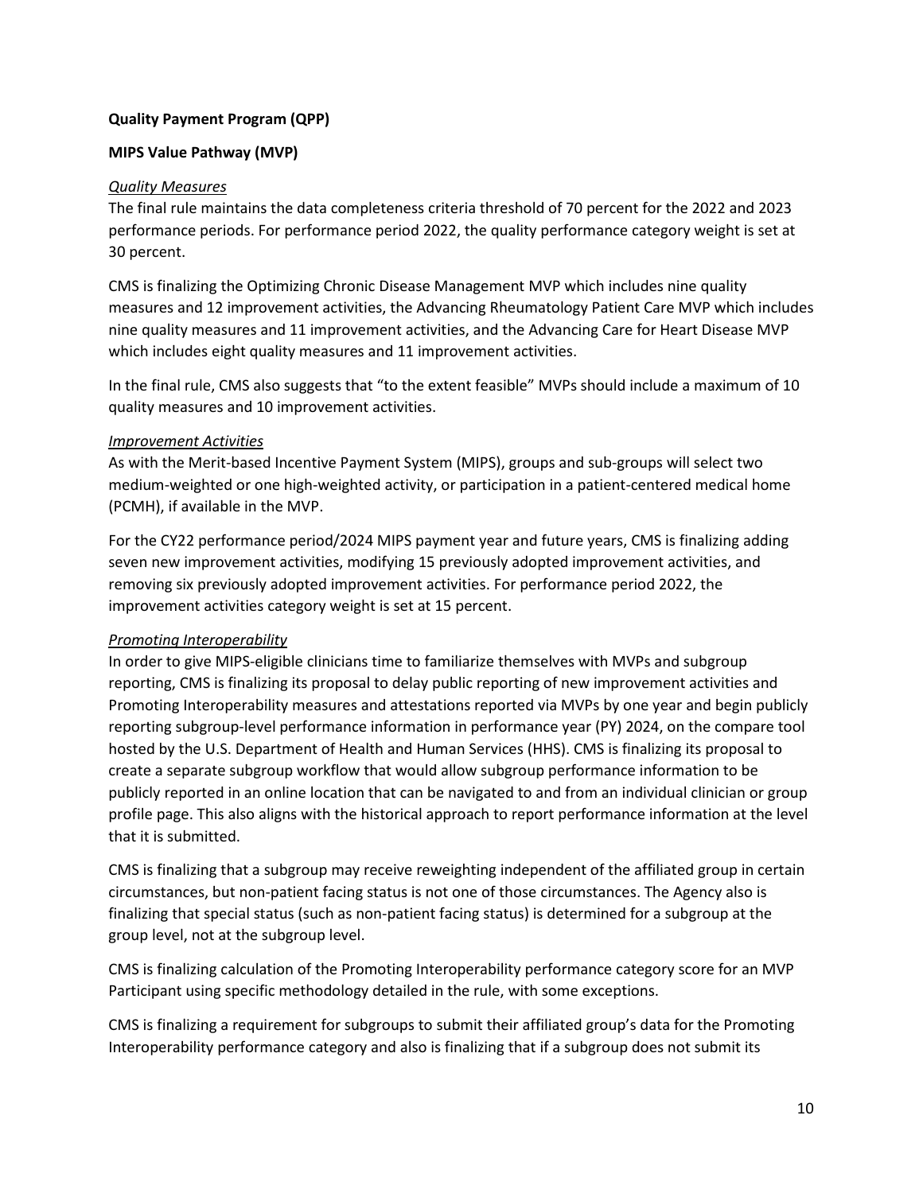**Quality Payment Program (QPP)**

**MIPS Value Pathway (MVP)**

*Quality Measures*

The final rule maintains the data completeness criteria threshold of 70 percent for the 2022 and 2023 performance periods. For performance period 2022, the quality performance category weight is set at 30 percent.

CMS is finalizing the Optimizing Chronic Disease Management MVP which includes nine quality measures and 12 improvement activities, the Advancing Rheumatology Patient Care MVP which includes nine quality measures and 11 improvement activities, and the Advancing Care for Heart Disease MVP which includes eight quality measures and 11 improvement activities.

In the final rule, CMS also suggests that "to the extent feasible" MVPs should include a maximum of 10 quality measures and 10 improvement activities.

*Improvement Activities*

As with the Merit-based Incentive Payment System (MIPS), groups and sub-groups will select two medium-weighted or one high-weighted activity, or participation in a patient-centered medical home (PCMH), if available in the MVP.

For the CY22 performance period/2024 MIPS payment year and future years, CMS is finalizing adding seven new improvement activities, modifying 15 previously adopted improvement activities, and removing six previously adopted improvement activities. For performance period 2022, the improvement activities category weight is set at 15 percent.

*Promoting Interoperability*

In order to give MIPS-eligible clinicians time to familiarize themselves with MVPs and subgroup reporting, CMS is finalizing its proposal to delay public reporting of new improvement activities and Promoting Interoperability measures and attestations reported via MVPs by one year and begin publicly reporting subgroup-level performance information in performance year (PY) 2024, on the compare tool hosted by the U.S. Department of Health and Human Services (HHS). CMS is finalizing its proposal to create a separate subgroup workflow that would allow subgroup performance information to be publicly reported in an online location that can be navigated to and from an individual clinician or group profile page. This also aligns with the historical approach to report performance information at the level that it is submitted.

CMS is finalizing that a subgroup may receive reweighting independent of the affiliated group in certain circumstances, but non-patient facing status is not one of those circumstances. The Agency also is finalizing that special status (such as non-patient facing status) is determined for a subgroup at the group level, not at the subgroup level.

CMS is finalizing calculation of the Promoting Interoperability performance category score for an MVP Participant using specific methodology detailed in the rule, with some exceptions.

CMS is finalizing a requirement for subgroups to submit their affiliated group's data for the Promoting Interoperability performance category and also is finalizing that if a subgroup does not submit its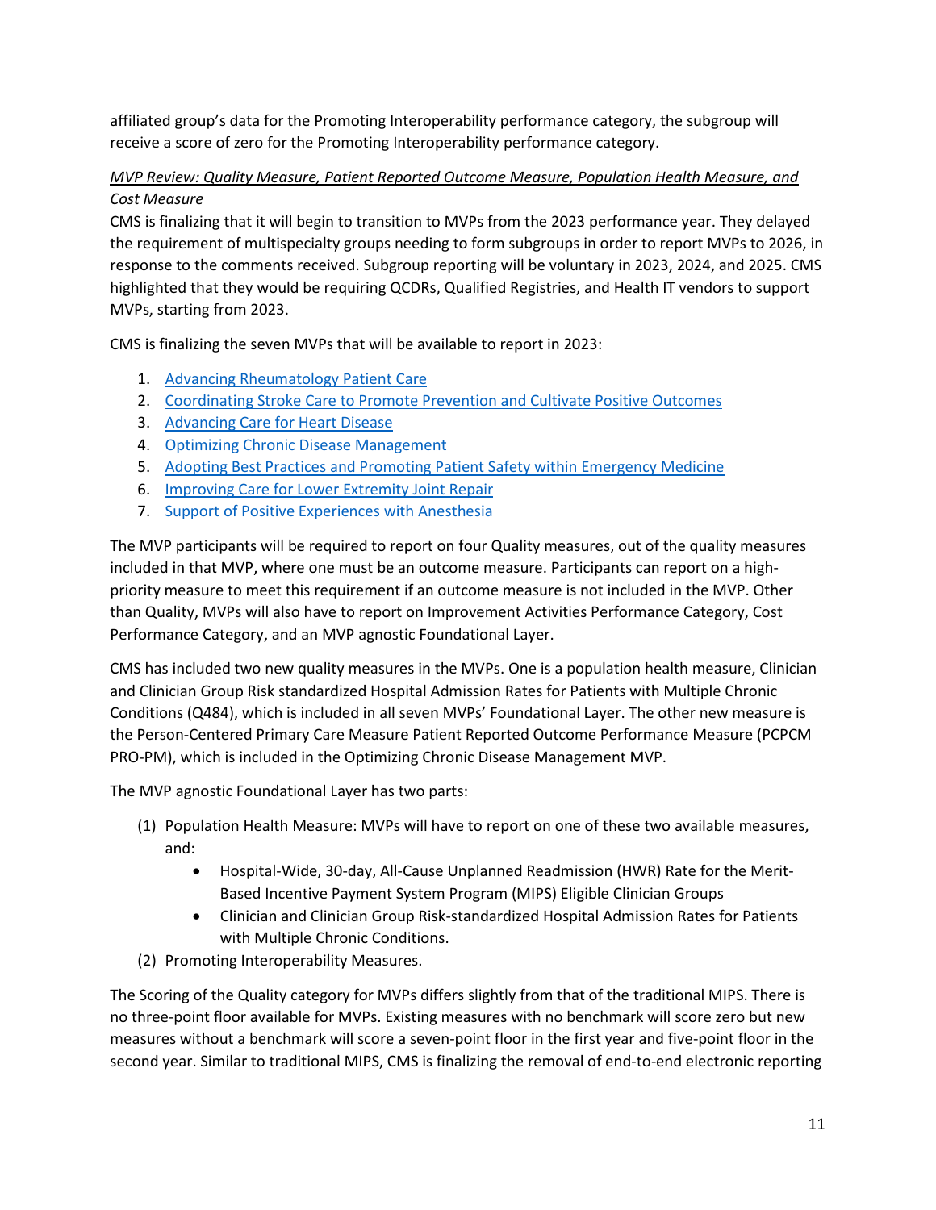affiliated group's data for the Promoting Interoperability performance category, the subgroup will receive a score of zero for the Promoting Interoperability performance category.

*MVP Review: Quality Measure, Patient Reported Outcome Measure, Population Health Measure, and Cost Measure*

CMS is finalizing that it will begin to transition to MVPs from the 2023 performance year. They delayed the requirement of multispecialty groups needing to form subgroups in order to report MVPs to 2026, in response to the comments received. Subgroup reporting will be voluntary in 2023, 2024, and 2025. CMS highlighted that they would be requiring QCDRs, Qualified Registries, and Health IT vendors to support MVPs, starting from 2023.

CMS is finalizing the seven MVPs that will be available to report in 2023:

1. Advancing Rheumatology Patient Care
2. Coordinating Stroke Care to Promote Prevention and Cultivate Positive Outcomes
3. Advancing Care for Heart Disease
4. Optimizing Chronic Disease Management
5. Adopting Best Practices and Promoting Patient Safety within Emergency Medicine
6. Improving Care for Lower Extremity Joint Repair
7. Support of Positive Experiences with Anesthesia

The MVP participants will be required to report on four Quality measures, out of the quality measures included in that MVP, where one must be an outcome measure. Participants can report on a high-priority measure to meet this requirement if an outcome measure is not included in the MVP. Other than Quality, MVPs will also have to report on Improvement Activities Performance Category, Cost Performance Category, and an MVP agnostic Foundational Layer.

CMS has included two new quality measures in the MVPs. One is a population health measure, Clinician and Clinician Group Risk standardized Hospital Admission Rates for Patients with Multiple Chronic Conditions (Q484), which is included in all seven MVPs' Foundational Layer. The other new measure is the Person-Centered Primary Care Measure Patient Reported Outcome Performance Measure (PCPCM PRO-PM), which is included in the Optimizing Chronic Disease Management MVP.

The MVP agnostic Foundational Layer has two parts:

(1) Population Health Measure: MVPs will have to report on one of these two available measures, and:
    - Hospital-Wide, 30-day, All-Cause Unplanned Readmission (HWR) Rate for the Merit-Based Incentive Payment System Program (MIPS) Eligible Clinician Groups
    - Clinician and Clinician Group Risk-standardized Hospital Admission Rates for Patients with Multiple Chronic Conditions.

(2) Promoting Interoperability Measures.

The Scoring of the Quality category for MVPs differs slightly from that of the traditional MIPS. There is no three-point floor available for MVPs. Existing measures with no benchmark will score zero but new measures without a benchmark will score a seven-point floor in the first year and five-point floor in the second year. Similar to traditional MIPS, CMS is finalizing the removal of end-to-end electronic reporting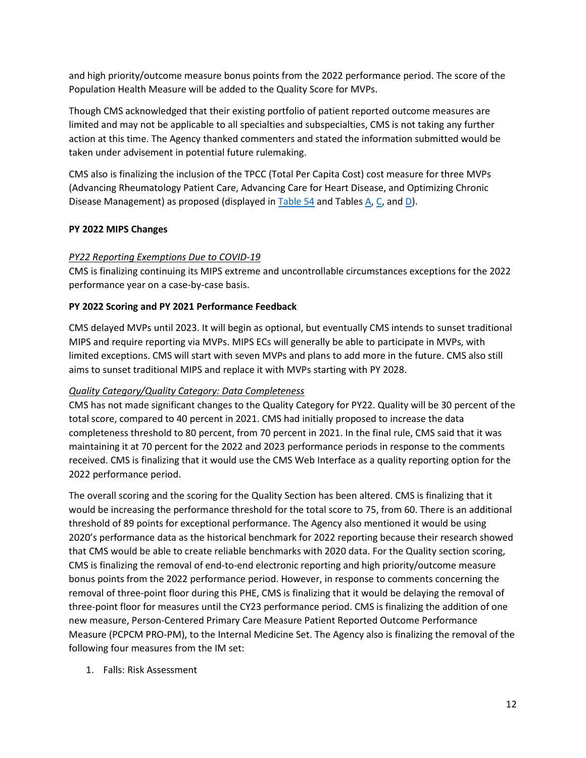and high priority/outcome measure bonus points from the 2022 performance period. The score of the Population Health Measure will be added to the Quality Score for MVPs.

Though CMS acknowledged that their existing portfolio of patient reported outcome measures are limited and may not be applicable to all specialties and subspecialties, CMS is not taking any further action at this time. The Agency thanked commenters and stated the information submitted would be taken under advisement in potential future rulemaking.

CMS also is finalizing the inclusion of the TPCC (Total Per Capita Cost) cost measure for three MVPs (Advancing Rheumatology Patient Care, Advancing Care for Heart Disease, and Optimizing Chronic Disease Management) as proposed (displayed in Table 54 and Tables A, C, and D).

**PY 2022 MIPS Changes**

*PY22 Reporting Exemptions Due to COVID-19*

CMS is finalizing continuing its MIPS extreme and uncontrollable circumstances exceptions for the 2022 performance year on a case-by-case basis.

**PY 2022 Scoring and PY 2021 Performance Feedback**

CMS delayed MVPs until 2023. It will begin as optional, but eventually CMS intends to sunset traditional MIPS and require reporting via MVPs. MIPS ECs will generally be able to participate in MVPs, with limited exceptions. CMS will start with seven MVPs and plans to add more in the future. CMS also still aims to sunset traditional MIPS and replace it with MVPs starting with PY 2028.

*Quality Category/Quality Category: Data Completeness*

CMS has not made significant changes to the Quality Category for PY22. Quality will be 30 percent of the total score, compared to 40 percent in 2021. CMS had initially proposed to increase the data completeness threshold to 80 percent, from 70 percent in 2021. In the final rule, CMS said that it was maintaining it at 70 percent for the 2022 and 2023 performance periods in response to the comments received. CMS is finalizing that it would use the CMS Web Interface as a quality reporting option for the 2022 performance period.

The overall scoring and the scoring for the Quality Section has been altered. CMS is finalizing that it would be increasing the performance threshold for the total score to 75, from 60. There is an additional threshold of 89 points for exceptional performance. The Agency also mentioned it would be using 2020's performance data as the historical benchmark for 2022 reporting because their research showed that CMS would be able to create reliable benchmarks with 2020 data. For the Quality section scoring, CMS is finalizing the removal of end-to-end electronic reporting and high priority/outcome measure bonus points from the 2022 performance period. However, in response to comments concerning the removal of three-point floor during this PHE, CMS is finalizing that it would be delaying the removal of three-point floor for measures until the CY23 performance period. CMS is finalizing the addition of one new measure, Person-Centered Primary Care Measure Patient Reported Outcome Performance Measure (PCPCM PRO-PM), to the Internal Medicine Set. The Agency also is finalizing the removal of the following four measures from the IM set:

1. Falls: Risk Assessment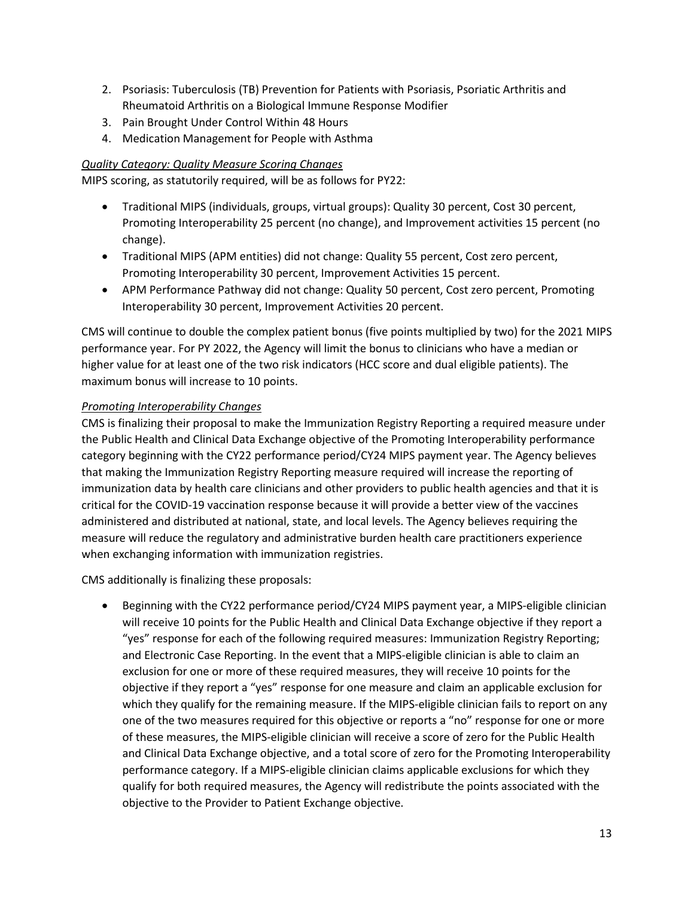2. Psoriasis: Tuberculosis (TB) Prevention for Patients with Psoriasis, Psoriatic Arthritis and Rheumatoid Arthritis on a Biological Immune Response Modifier
3. Pain Brought Under Control Within 48 Hours
4. Medication Management for People with Asthma

*Quality Category: Quality Measure Scoring Changes*

MIPS scoring, as statutorily required, will be as follows for PY22:

- Traditional MIPS (individuals, groups, virtual groups): Quality 30 percent, Cost 30 percent, Promoting Interoperability 25 percent (no change), and Improvement activities 15 percent (no change).
- Traditional MIPS (APM entities) did not change: Quality 55 percent, Cost zero percent, Promoting Interoperability 30 percent, Improvement Activities 15 percent.
- APM Performance Pathway did not change: Quality 50 percent, Cost zero percent, Promoting Interoperability 30 percent, Improvement Activities 20 percent.

CMS will continue to double the complex patient bonus (five points multiplied by two) for the 2021 MIPS performance year. For PY 2022, the Agency will limit the bonus to clinicians who have a median or higher value for at least one of the two risk indicators (HCC score and dual eligible patients). The maximum bonus will increase to 10 points.

*Promoting Interoperability Changes*

CMS is finalizing their proposal to make the Immunization Registry Reporting a required measure under the Public Health and Clinical Data Exchange objective of the Promoting Interoperability performance category beginning with the CY22 performance period/CY24 MIPS payment year. The Agency believes that making the Immunization Registry Reporting measure required will increase the reporting of immunization data by health care clinicians and other providers to public health agencies and that it is critical for the COVID-19 vaccination response because it will provide a better view of the vaccines administered and distributed at national, state, and local levels. The Agency believes requiring the measure will reduce the regulatory and administrative burden health care practitioners experience when exchanging information with immunization registries.

CMS additionally is finalizing these proposals:

- Beginning with the CY22 performance period/CY24 MIPS payment year, a MIPS-eligible clinician will receive 10 points for the Public Health and Clinical Data Exchange objective if they report a "yes" response for each of the following required measures: Immunization Registry Reporting; and Electronic Case Reporting. In the event that a MIPS-eligible clinician is able to claim an exclusion for one or more of these required measures, they will receive 10 points for the objective if they report a "yes" response for one measure and claim an applicable exclusion for which they qualify for the remaining measure. If the MIPS-eligible clinician fails to report on any one of the two measures required for this objective or reports a "no" response for one or more of these measures, the MIPS-eligible clinician will receive a score of zero for the Public Health and Clinical Data Exchange objective, and a total score of zero for the Promoting Interoperability performance category. If a MIPS-eligible clinician claims applicable exclusions for which they qualify for both required measures, the Agency will redistribute the points associated with the objective to the Provider to Patient Exchange objective.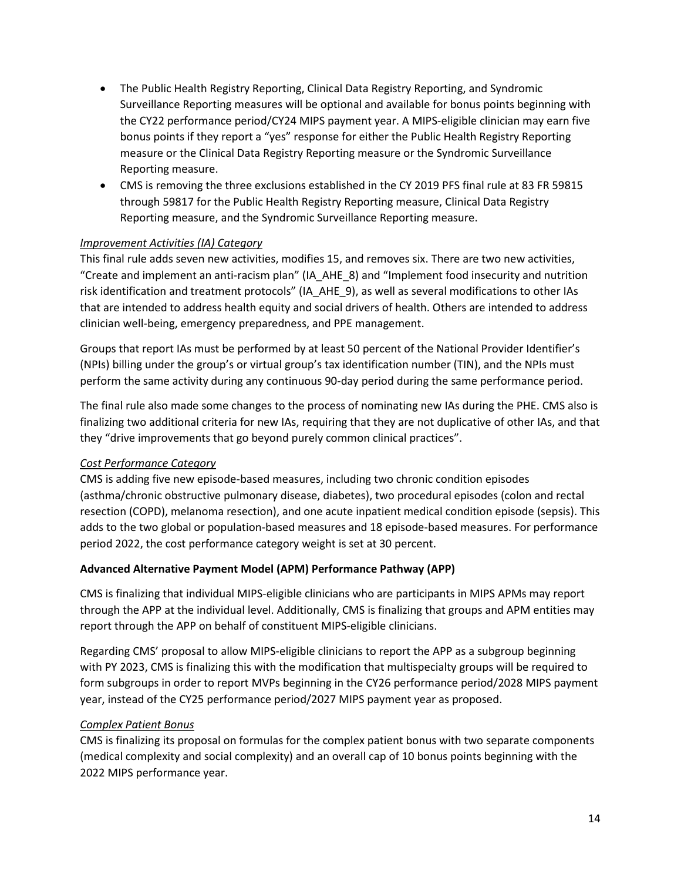- The Public Health Registry Reporting, Clinical Data Registry Reporting, and Syndromic Surveillance Reporting measures will be optional and available for bonus points beginning with the CY22 performance period/CY24 MIPS payment year. A MIPS-eligible clinician may earn five bonus points if they report a "yes" response for either the Public Health Registry Reporting measure or the Clinical Data Registry Reporting measure or the Syndromic Surveillance Reporting measure.
- CMS is removing the three exclusions established in the CY 2019 PFS final rule at 83 FR 59815 through 59817 for the Public Health Registry Reporting measure, Clinical Data Registry Reporting measure, and the Syndromic Surveillance Reporting measure.

*Improvement Activities (IA) Category*

This final rule adds seven new activities, modifies 15, and removes six. There are two new activities, "Create and implement an anti-racism plan" (IA_AHE_8) and "Implement food insecurity and nutrition risk identification and treatment protocols" (IA_AHE_9), as well as several modifications to other IAs that are intended to address health equity and social drivers of health. Others are intended to address clinician well-being, emergency preparedness, and PPE management.

Groups that report IAs must be performed by at least 50 percent of the National Provider Identifier's (NPIs) billing under the group's or virtual group's tax identification number (TIN), and the NPIs must perform the same activity during any continuous 90-day period during the same performance period.

The final rule also made some changes to the process of nominating new IAs during the PHE. CMS also is finalizing two additional criteria for new IAs, requiring that they are not duplicative of other IAs, and that they "drive improvements that go beyond purely common clinical practices".

*Cost Performance Category*

CMS is adding five new episode-based measures, including two chronic condition episodes (asthma/chronic obstructive pulmonary disease, diabetes), two procedural episodes (colon and rectal resection (COPD), melanoma resection), and one acute inpatient medical condition episode (sepsis). This adds to the two global or population-based measures and 18 episode-based measures. For performance period 2022, the cost performance category weight is set at 30 percent.

**Advanced Alternative Payment Model (APM) Performance Pathway (APP)**

CMS is finalizing that individual MIPS-eligible clinicians who are participants in MIPS APMs may report through the APP at the individual level. Additionally, CMS is finalizing that groups and APM entities may report through the APP on behalf of constituent MIPS-eligible clinicians.

Regarding CMS' proposal to allow MIPS-eligible clinicians to report the APP as a subgroup beginning with PY 2023, CMS is finalizing this with the modification that multispecialty groups will be required to form subgroups in order to report MVPs beginning in the CY26 performance period/2028 MIPS payment year, instead of the CY25 performance period/2027 MIPS payment year as proposed.

*Complex Patient Bonus*

CMS is finalizing its proposal on formulas for the complex patient bonus with two separate components (medical complexity and social complexity) and an overall cap of 10 bonus points beginning with the 2022 MIPS performance year.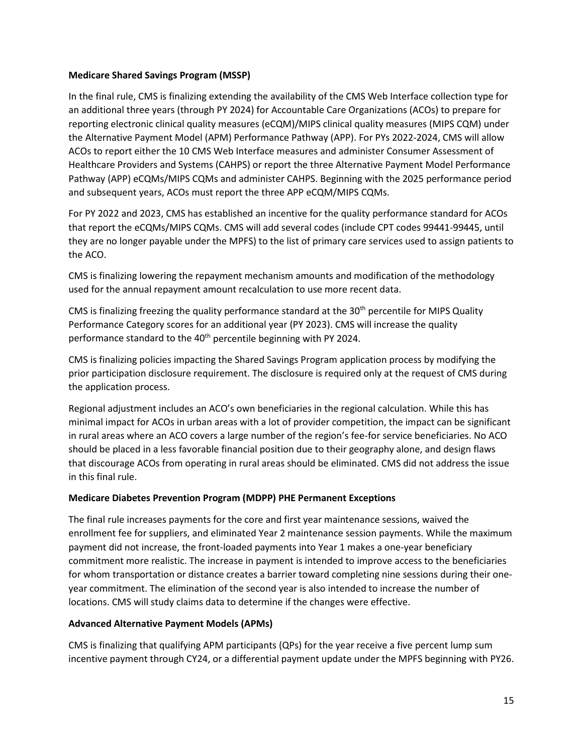**Medicare Shared Savings Program (MSSP)**

In the final rule, CMS is finalizing extending the availability of the CMS Web Interface collection type for an additional three years (through PY 2024) for Accountable Care Organizations (ACOs) to prepare for reporting electronic clinical quality measures (eCQM)/MIPS clinical quality measures (MIPS CQM) under the Alternative Payment Model (APM) Performance Pathway (APP). For PYs 2022-2024, CMS will allow ACOs to report either the 10 CMS Web Interface measures and administer Consumer Assessment of Healthcare Providers and Systems (CAHPS) or report the three Alternative Payment Model Performance Pathway (APP) eCQMs/MIPS CQMs and administer CAHPS. Beginning with the 2025 performance period and subsequent years, ACOs must report the three APP eCQM/MIPS CQMs.

For PY 2022 and 2023, CMS has established an incentive for the quality performance standard for ACOs that report the eCQMs/MIPS CQMs. CMS will add several codes (include CPT codes 99441-99445, until they are no longer payable under the MPFS) to the list of primary care services used to assign patients to the ACO.

CMS is finalizing lowering the repayment mechanism amounts and modification of the methodology used for the annual repayment amount recalculation to use more recent data.

CMS is finalizing freezing the quality performance standard at the 30th percentile for MIPS Quality Performance Category scores for an additional year (PY 2023). CMS will increase the quality performance standard to the 40th percentile beginning with PY 2024.

CMS is finalizing policies impacting the Shared Savings Program application process by modifying the prior participation disclosure requirement. The disclosure is required only at the request of CMS during the application process.

Regional adjustment includes an ACO's own beneficiaries in the regional calculation. While this has minimal impact for ACOs in urban areas with a lot of provider competition, the impact can be significant in rural areas where an ACO covers a large number of the region's fee-for service beneficiaries. No ACO should be placed in a less favorable financial position due to their geography alone, and design flaws that discourage ACOs from operating in rural areas should be eliminated. CMS did not address the issue in this final rule.

**Medicare Diabetes Prevention Program (MDPP) PHE Permanent Exceptions**

The final rule increases payments for the core and first year maintenance sessions, waived the enrollment fee for suppliers, and eliminated Year 2 maintenance session payments. While the maximum payment did not increase, the front-loaded payments into Year 1 makes a one-year beneficiary commitment more realistic. The increase in payment is intended to improve access to the beneficiaries for whom transportation or distance creates a barrier toward completing nine sessions during their one-year commitment. The elimination of the second year is also intended to increase the number of locations. CMS will study claims data to determine if the changes were effective.

**Advanced Alternative Payment Models (APMs)**

CMS is finalizing that qualifying APM participants (QPs) for the year receive a five percent lump sum incentive payment through CY24, or a differential payment update under the MPFS beginning with PY26.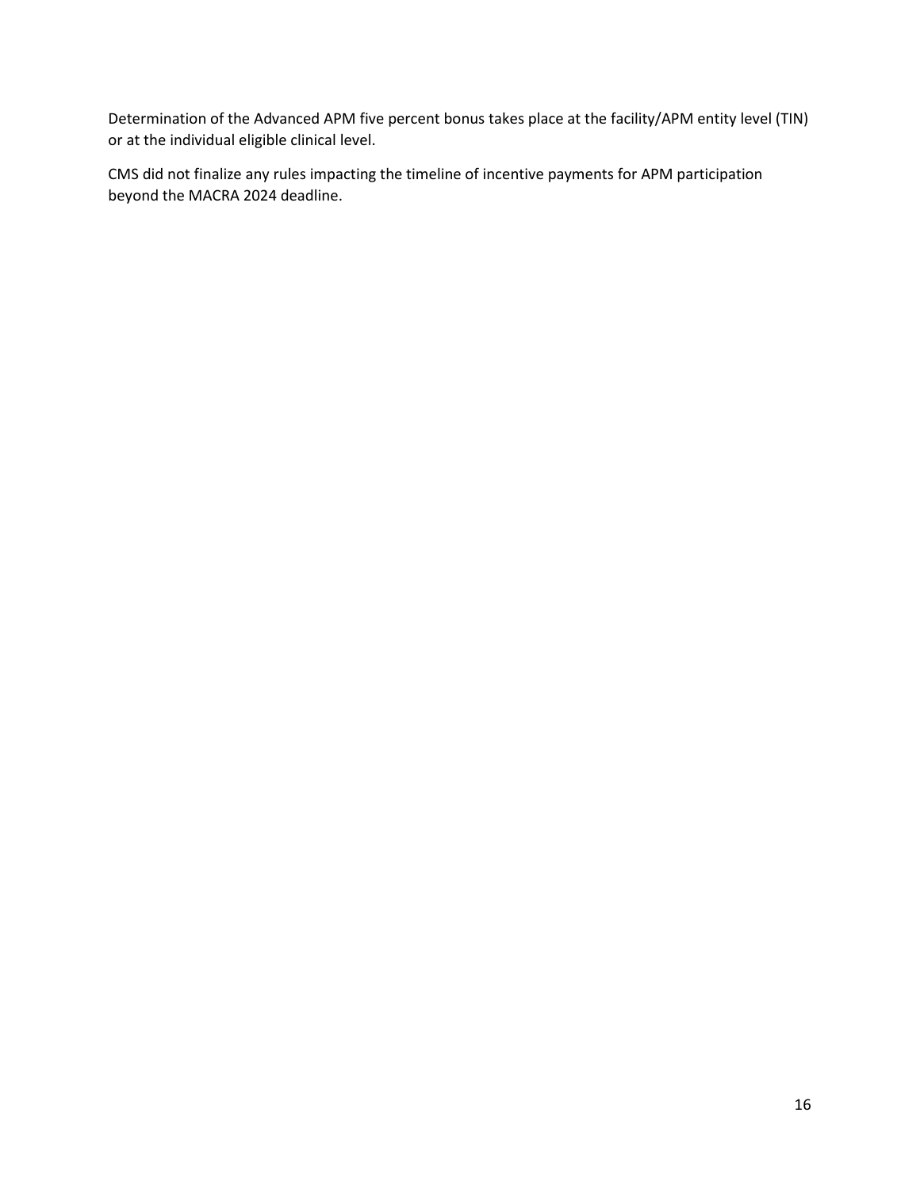Determination of the Advanced APM five percent bonus takes place at the facility/APM entity level (TIN) or at the individual eligible clinical level.

CMS did not finalize any rules impacting the timeline of incentive payments for APM participation beyond the MACRA 2024 deadline.